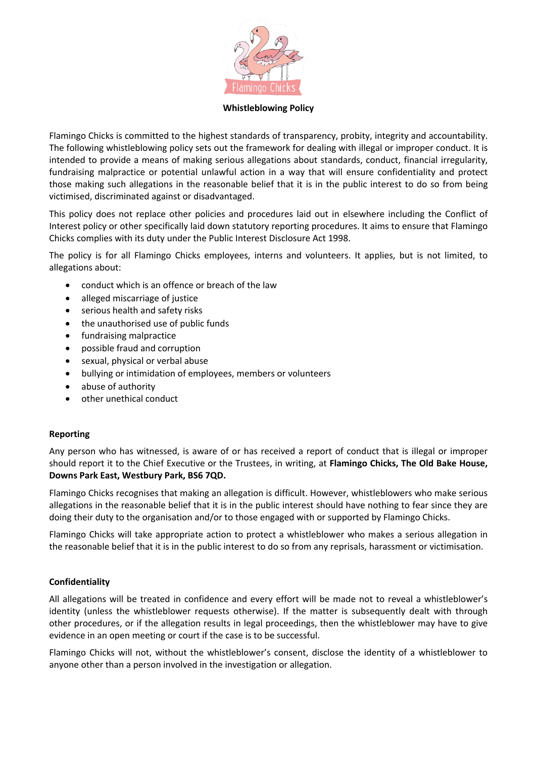# Whistleblowing Policy

Flamingo Chicks is committed to the highest standards of transparency, probity, integrity and accountability. The following whistleblowing policy sets out the framework for dealing with illegal or improper conduct. It is intended to provide a means of making serious allegations about standards, conduct, financial irregularity, fundraising malpractice or potential unlawful action in a way that will ensure confidentiality and protect those making such allegations in the reasonable belief that it is in the public interest to do so from being victimised, discriminated against or disadvantaged.

This policy does not replace other policies and procedures laid out in elsewhere including the Conflict of Interest policy or other specifically laid down statutory reporting procedures. It aims to ensure that Flamingo Chicks complies with its duty under the Public Interest Disclosure Act 1998.

The policy is for all Flamingo Chicks employees, interns and volunteers. It applies, but is not limited, to allegations about:

- conduct which is an offence or breach of the law
- alleged miscarriage of justice
- serious health and safety risks
- the unauthorised use of public funds
- fundraising malpractice
- possible fraud and corruption
- sexual, physical or verbal abuse
- bullying or intimidation of employees, members or volunteers
- abuse of authority
- other unethical conduct

## Reporting

Any person who has witnessed, is aware of or has received a report of conduct that is illegal or improper should report it to the Chief Executive or the Trustees, in writing, at **Flamingo Chicks, The Old Bake House, Downs Park East, Westbury Park, BS6 7QD.**

Flamingo Chicks recognises that making an allegation is difficult. However, whistleblowers who make serious allegations in the reasonable belief that it is in the public interest should have nothing to fear since they are doing their duty to the organisation and/or to those engaged with or supported by Flamingo Chicks.

Flamingo Chicks will take appropriate action to protect a whistleblower who makes a serious allegation in the reasonable belief that it is in the public interest to do so from any reprisals, harassment or victimisation.

## Confidentiality

All allegations will be treated in confidence and every effort will be made not to reveal a whistleblower's identity (unless the whistleblower requests otherwise). If the matter is subsequently dealt with through other procedures, or if the allegation results in legal proceedings, then the whistleblower may have to give evidence in an open meeting or court if the case is to be successful.

Flamingo Chicks will not, without the whistleblower's consent, disclose the identity of a whistleblower to anyone other than a person involved in the investigation or allegation.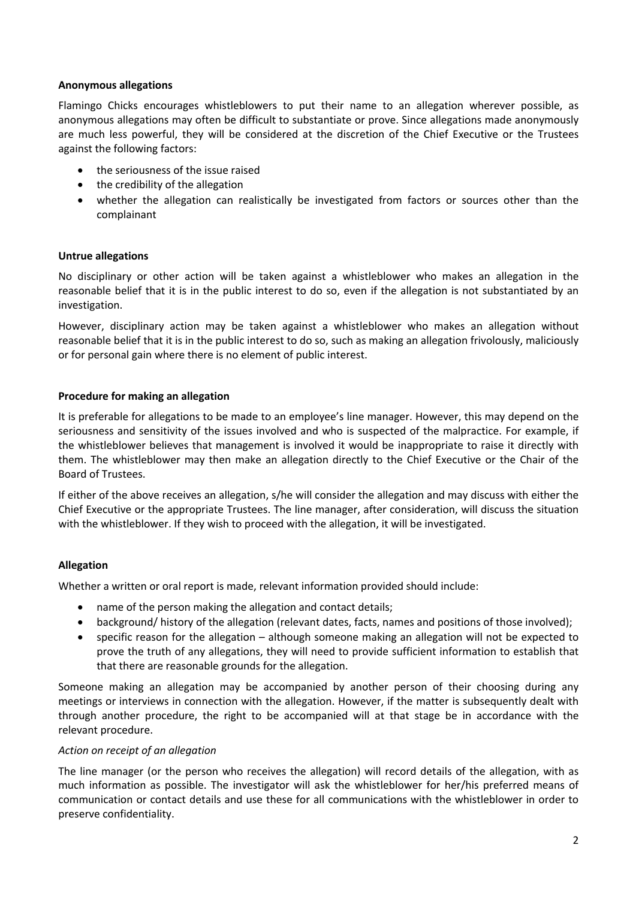**Anonymous allegations**

Flamingo Chicks encourages whistleblowers to put their name to an allegation wherever possible, as anonymous allegations may often be difficult to substantiate or prove. Since allegations made anonymously are much less powerful, they will be considered at the discretion of the Chief Executive or the Trustees against the following factors:

- the seriousness of the issue raised
- the credibility of the allegation
- whether the allegation can realistically be investigated from factors or sources other than the complainant

**Untrue allegations**

No disciplinary or other action will be taken against a whistleblower who makes an allegation in the reasonable belief that it is in the public interest to do so, even if the allegation is not substantiated by an investigation.

However, disciplinary action may be taken against a whistleblower who makes an allegation without reasonable belief that it is in the public interest to do so, such as making an allegation frivolously, maliciously or for personal gain where there is no element of public interest.

**Procedure for making an allegation**

It is preferable for allegations to be made to an employee's line manager. However, this may depend on the seriousness and sensitivity of the issues involved and who is suspected of the malpractice. For example, if the whistleblower believes that management is involved it would be inappropriate to raise it directly with them. The whistleblower may then make an allegation directly to the Chief Executive or the Chair of the Board of Trustees.

If either of the above receives an allegation, s/he will consider the allegation and may discuss with either the Chief Executive or the appropriate Trustees. The line manager, after consideration, will discuss the situation with the whistleblower. If they wish to proceed with the allegation, it will be investigated.

**Allegation**

Whether a written or oral report is made, relevant information provided should include:

- name of the person making the allegation and contact details;
- background/ history of the allegation (relevant dates, facts, names and positions of those involved);
- specific reason for the allegation – although someone making an allegation will not be expected to prove the truth of any allegations, they will need to provide sufficient information to establish that that there are reasonable grounds for the allegation.

Someone making an allegation may be accompanied by another person of their choosing during any meetings or interviews in connection with the allegation. However, if the matter is subsequently dealt with through another procedure, the right to be accompanied will at that stage be in accordance with the relevant procedure.

*Action on receipt of an allegation*

The line manager (or the person who receives the allegation) will record details of the allegation, with as much information as possible. The investigator will ask the whistleblower for her/his preferred means of communication or contact details and use these for all communications with the whistleblower in order to preserve confidentiality.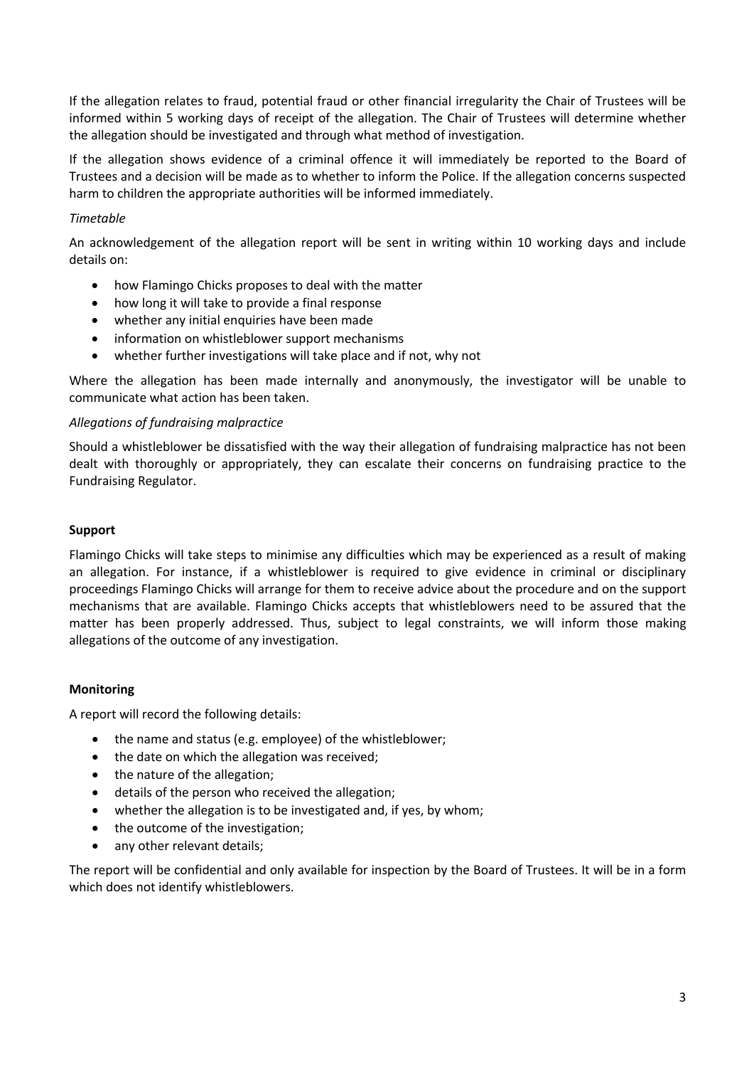If the allegation relates to fraud, potential fraud or other financial irregularity the Chair of Trustees will be informed within 5 working days of receipt of the allegation. The Chair of Trustees will determine whether the allegation should be investigated and through what method of investigation.

If the allegation shows evidence of a criminal offence it will immediately be reported to the Board of Trustees and a decision will be made as to whether to inform the Police. If the allegation concerns suspected harm to children the appropriate authorities will be informed immediately.

*Timetable*

An acknowledgement of the allegation report will be sent in writing within 10 working days and include details on:

- how Flamingo Chicks proposes to deal with the matter
- how long it will take to provide a final response
- whether any initial enquiries have been made
- information on whistleblower support mechanisms
- whether further investigations will take place and if not, why not

Where the allegation has been made internally and anonymously, the investigator will be unable to communicate what action has been taken.

*Allegations of fundraising malpractice*

Should a whistleblower be dissatisfied with the way their allegation of fundraising malpractice has not been dealt with thoroughly or appropriately, they can escalate their concerns on fundraising practice to the Fundraising Regulator.

**Support**

Flamingo Chicks will take steps to minimise any difficulties which may be experienced as a result of making an allegation. For instance, if a whistleblower is required to give evidence in criminal or disciplinary proceedings Flamingo Chicks will arrange for them to receive advice about the procedure and on the support mechanisms that are available. Flamingo Chicks accepts that whistleblowers need to be assured that the matter has been properly addressed. Thus, subject to legal constraints, we will inform those making allegations of the outcome of any investigation.

**Monitoring**

A report will record the following details:

- the name and status (e.g. employee) of the whistleblower;
- the date on which the allegation was received;
- the nature of the allegation;
- details of the person who received the allegation;
- whether the allegation is to be investigated and, if yes, by whom;
- the outcome of the investigation;
- any other relevant details;

The report will be confidential and only available for inspection by the Board of Trustees. It will be in a form which does not identify whistleblowers.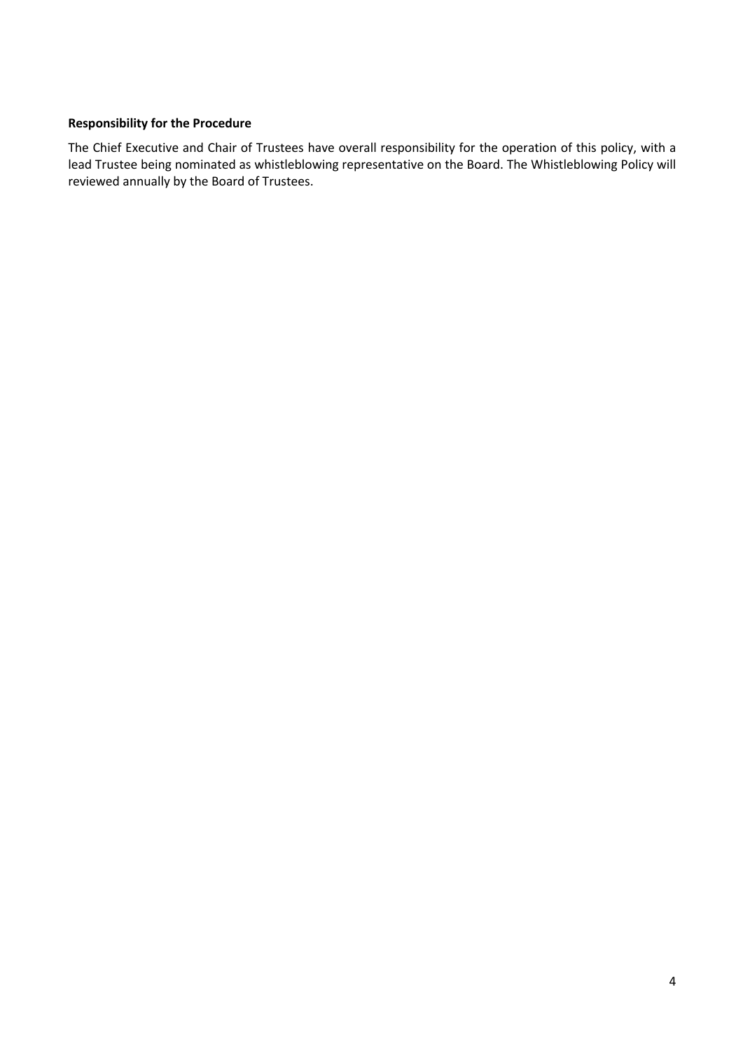**Responsibility for the Procedure**

The Chief Executive and Chair of Trustees have overall responsibility for the operation of this policy, with a lead Trustee being nominated as whistleblowing representative on the Board. The Whistleblowing Policy will reviewed annually by the Board of Trustees.